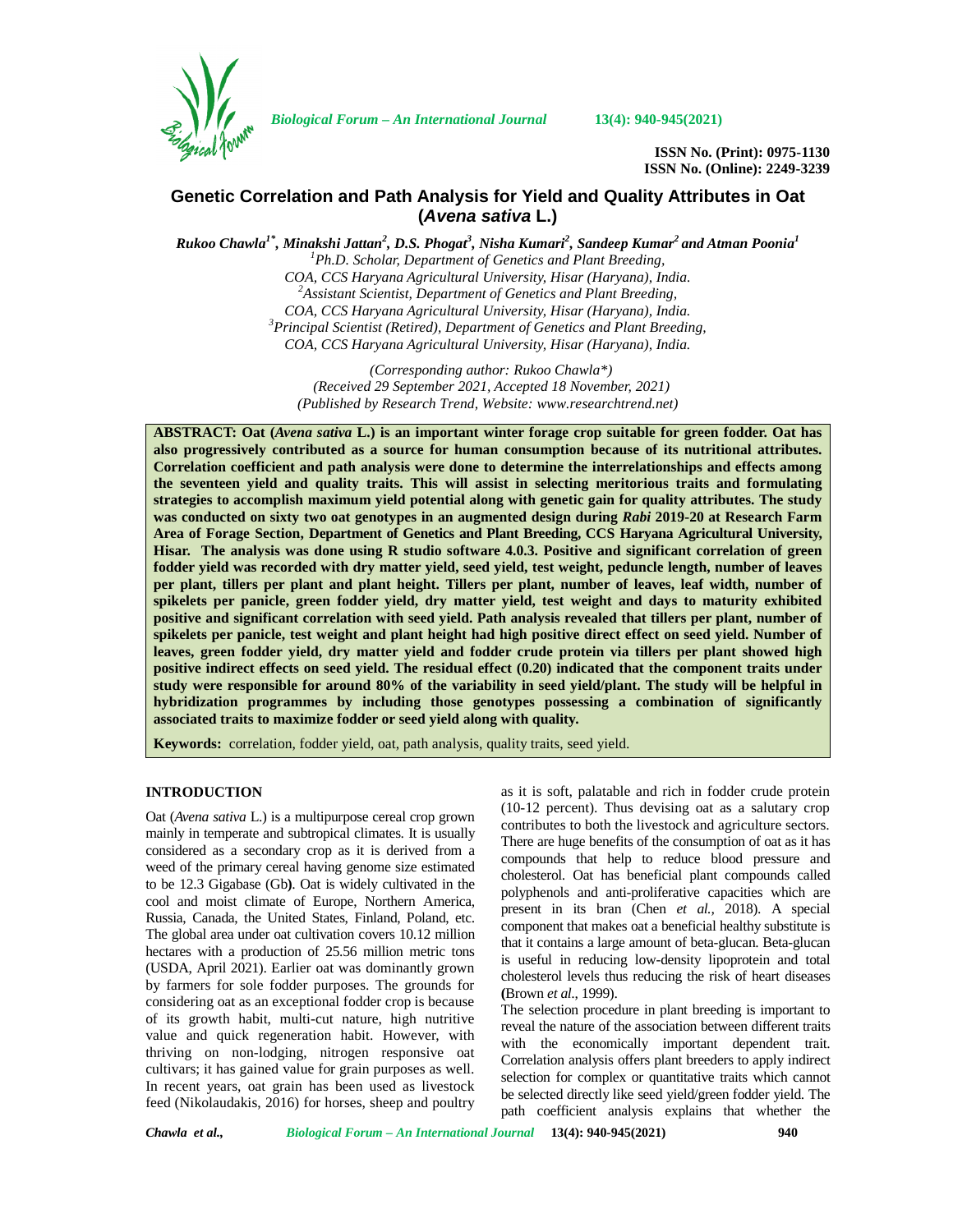ISSN No. (Print): 0975-1130
ISSN No. (Online): 2249-3239

# Genetic Correlation and Path Analysis for Yield and Quality Attributes in Oat (*Avena sativa* L.)

***Rukoo Chawla[1*], Minakshi Jattan[2], D.S. Phogat[3], Nisha Kumari[2], Sandeep Kumar[2] and Atman Poonia[1]***

*[1]Ph.D. Scholar, Department of Genetics and Plant Breeding, COA, CCS Haryana Agricultural University, Hisar (Haryana), India.*
*[2]Assistant Scientist, Department of Genetics and Plant Breeding, COA, CCS Haryana Agricultural University, Hisar (Haryana), India.*
*[3]Principal Scientist (Retired), Department of Genetics and Plant Breeding, COA, CCS Haryana Agricultural University, Hisar (Haryana), India.*

*(Corresponding author: Rukoo Chawla\*)*
*(Received 29 September 2021, Accepted 18 November, 2021)*
*(Published by Research Trend, Website: www.researchtrend.net)*

**ABSTRACT: Oat (*Avena sativa* L.) is an important winter forage crop suitable for green fodder. Oat has also progressively contributed as a source for human consumption because of its nutritional attributes. Correlation coefficient and path analysis were done to determine the interrelationships and effects among the seventeen yield and quality traits. This will assist in selecting meritorious traits and formulating strategies to accomplish maximum yield potential along with genetic gain for quality attributes. The study was conducted on sixty two oat genotypes in an augmented design during *Rabi* 2019-20 at Research Farm Area of Forage Section, Department of Genetics and Plant Breeding, CCS Haryana Agricultural University, Hisar. The analysis was done using R studio software 4.0.3. Positive and significant correlation of green fodder yield was recorded with dry matter yield, seed yield, test weight, peduncle length, number of leaves per plant, tillers per plant and plant height. Tillers per plant, number of leaves, leaf width, number of spikelets per panicle, green fodder yield, dry matter yield, test weight and days to maturity exhibited positive and significant correlation with seed yield. Path analysis revealed that tillers per plant, number of spikelets per panicle, test weight and plant height had high positive direct effect on seed yield. Number of leaves, green fodder yield, dry matter yield and fodder crude protein via tillers per plant showed high positive indirect effects on seed yield. The residual effect (0.20) indicated that the component traits under study were responsible for around 80% of the variability in seed yield/plant. The study will be helpful in hybridization programmes by including those genotypes possessing a combination of significantly associated traits to maximize fodder or seed yield along with quality.**

**Keywords:** correlation, fodder yield, oat, path analysis, quality traits, seed yield.

## INTRODUCTION

Oat (*Avena sativa* L.) is a multipurpose cereal crop grown mainly in temperate and subtropical climates. It is usually considered as a secondary crop as it is derived from a weed of the primary cereal having genome size estimated to be 12.3 Gigabase (Gb**)**. Oat is widely cultivated in the cool and moist climate of Europe, Northern America, Russia, Canada, the United States, Finland, Poland, etc. The global area under oat cultivation covers 10.12 million hectares with a production of 25.56 million metric tons (USDA, April 2021). Earlier oat was dominantly grown by farmers for sole fodder purposes. The grounds for considering oat as an exceptional fodder crop is because of its growth habit, multi-cut nature, high nutritive value and quick regeneration habit. However, with thriving on non-lodging, nitrogen responsive oat cultivars; it has gained value for grain purposes as well. In recent years, oat grain has been used as livestock feed (Nikolaudakis, 2016) for horses, sheep and poultry as it is soft, palatable and rich in fodder crude protein (10-12 percent). Thus devising oat as a salutary crop contributes to both the livestock and agriculture sectors. There are huge benefits of the consumption of oat as it has compounds that help to reduce blood pressure and cholesterol. Oat has beneficial plant compounds called polyphenols and anti-proliferative capacities which are present in its bran (Chen *et al.,* 2018). A special component that makes oat a beneficial healthy substitute is that it contains a large amount of beta-glucan. Beta-glucan is useful in reducing low-density lipoprotein and total cholesterol levels thus reducing the risk of heart diseases **(**Brown *et al.,* 1999).

The selection procedure in plant breeding is important to reveal the nature of the association between different traits with the economically important dependent trait. Correlation analysis offers plant breeders to apply indirect selection for complex or quantitative traits which cannot be selected directly like seed yield/green fodder yield. The path coefficient analysis explains that whether the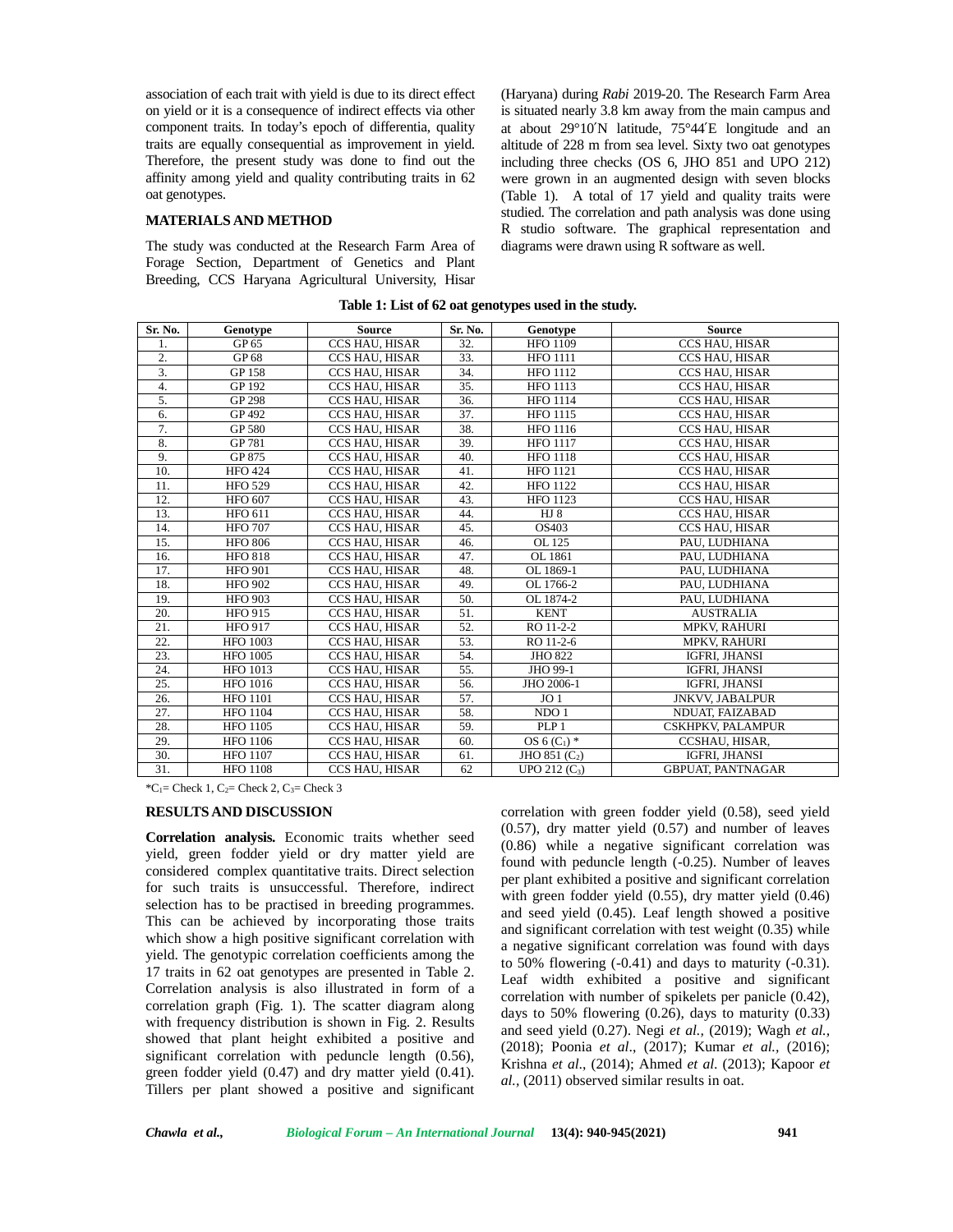association of each trait with yield is due to its direct effect on yield or it is a consequence of indirect effects via other component traits. In today's epoch of differentia, quality traits are equally consequential as improvement in yield. Therefore, the present study was done to find out the affinity among yield and quality contributing traits in 62 oat genotypes.

## MATERIALS AND METHOD

The study was conducted at the Research Farm Area of Forage Section, Department of Genetics and Plant Breeding, CCS Haryana Agricultural University, Hisar (Haryana) during *Rabi* 2019-20. The Research Farm Area is situated nearly 3.8 km away from the main campus and at about 29°10′N latitude, 75°44′E longitude and an altitude of 228 m from sea level. Sixty two oat genotypes including three checks (OS 6, JHO 851 and UPO 212) were grown in an augmented design with seven blocks (Table 1). A total of 17 yield and quality traits were studied. The correlation and path analysis was done using R studio software. The graphical representation and diagrams were drawn using R software as well.

**Table 1: List of 62 oat genotypes used in the study.**

| Sr. No. | Genotype | Source | Sr. No. | Genotype | Source |
|---|---|---|---|---|---|
| 1. | GP 65 | CCS HAU, HISAR | 32. | HFO 1109 | CCS HAU, HISAR |
| 2. | GP 68 | CCS HAU, HISAR | 33. | HFO 1111 | CCS HAU, HISAR |
| 3. | GP 158 | CCS HAU, HISAR | 34. | HFO 1112 | CCS HAU, HISAR |
| 4. | GP 192 | CCS HAU, HISAR | 35. | HFO 1113 | CCS HAU, HISAR |
| 5. | GP 298 | CCS HAU, HISAR | 36. | HFO 1114 | CCS HAU, HISAR |
| 6. | GP 492 | CCS HAU, HISAR | 37. | HFO 1115 | CCS HAU, HISAR |
| 7. | GP 580 | CCS HAU, HISAR | 38. | HFO 1116 | CCS HAU, HISAR |
| 8. | GP 781 | CCS HAU, HISAR | 39. | HFO 1117 | CCS HAU, HISAR |
| 9. | GP 875 | CCS HAU, HISAR | 40. | HFO 1118 | CCS HAU, HISAR |
| 10. | HFO 424 | CCS HAU, HISAR | 41. | HFO 1121 | CCS HAU, HISAR |
| 11. | HFO 529 | CCS HAU, HISAR | 42. | HFO 1122 | CCS HAU, HISAR |
| 12. | HFO 607 | CCS HAU, HISAR | 43. | HFO 1123 | CCS HAU, HISAR |
| 13. | HFO 611 | CCS HAU, HISAR | 44. | HJ 8 | CCS HAU, HISAR |
| 14. | HFO 707 | CCS HAU, HISAR | 45. | OS403 | CCS HAU, HISAR |
| 15. | HFO 806 | CCS HAU, HISAR | 46. | OL 125 | PAU, LUDHIANA |
| 16. | HFO 818 | CCS HAU, HISAR | 47. | OL 1861 | PAU, LUDHIANA |
| 17. | HFO 901 | CCS HAU, HISAR | 48. | OL 1869-1 | PAU, LUDHIANA |
| 18. | HFO 902 | CCS HAU, HISAR | 49. | OL 1766-2 | PAU, LUDHIANA |
| 19. | HFO 903 | CCS HAU, HISAR | 50. | OL 1874-2 | PAU, LUDHIANA |
| 20. | HFO 915 | CCS HAU, HISAR | 51. | KENT | AUSTRALIA |
| 21. | HFO 917 | CCS HAU, HISAR | 52. | RO 11-2-2 | MPKV, RAHURI |
| 22. | HFO 1003 | CCS HAU, HISAR | 53. | RO 11-2-6 | MPKV, RAHURI |
| 23. | HFO 1005 | CCS HAU, HISAR | 54. | JHO 822 | IGFRI, JHANSI |
| 24. | HFO 1013 | CCS HAU, HISAR | 55. | JHO 99-1 | IGFRI, JHANSI |
| 25. | HFO 1016 | CCS HAU, HISAR | 56. | JHO 2006-1 | IGFRI, JHANSI |
| 26. | HFO 1101 | CCS HAU, HISAR | 57. | JO 1 | JNKVV, JABALPUR |
| 27. | HFO 1104 | CCS HAU, HISAR | 58. | NDO 1 | NDUAT, FAIZABAD |
| 28. | HFO 1105 | CCS HAU, HISAR | 59. | PLP 1 | CSKHPKV, PALAMPUR |
| 29. | HFO 1106 | CCS HAU, HISAR | 60. | OS 6 ($C_1$) * | CCSHAU, HISAR, |
| 30. | HFO 1107 | CCS HAU, HISAR | 61. | JHO 851 ($C_2$) | IGFRI, JHANSI |
| 31. | HFO 1108 | CCS HAU, HISAR | 62 | UPO 212 ($C_3$) | GBPUAT, PANTNAGAR |

*$C_1$= Check 1, $C_2$= Check 2, $C_3$= Check 3

## RESULTS AND DISCUSSION

**Correlation analysis.** Economic traits whether seed yield, green fodder yield or dry matter yield are considered complex quantitative traits. Direct selection for such traits is unsuccessful. Therefore, indirect selection has to be practised in breeding programmes. This can be achieved by incorporating those traits which show a high positive significant correlation with yield. The genotypic correlation coefficients among the 17 traits in 62 oat genotypes are presented in Table 2. Correlation analysis is also illustrated in form of a correlation graph (Fig. 1). The scatter diagram along with frequency distribution is shown in Fig. 2. Results showed that plant height exhibited a positive and significant correlation with peduncle length (0.56), green fodder yield (0.47) and dry matter yield (0.41). Tillers per plant showed a positive and significant correlation with green fodder yield (0.58), seed yield (0.57), dry matter yield (0.57) and number of leaves (0.86) while a negative significant correlation was found with peduncle length (-0.25). Number of leaves per plant exhibited a positive and significant correlation with green fodder yield (0.55), dry matter yield (0.46) and seed yield (0.45). Leaf length showed a positive and significant correlation with test weight (0.35) while a negative significant correlation was found with days to 50% flowering (-0.41) and days to maturity (-0.31). Leaf width exhibited a positive and significant correlation with number of spikelets per panicle (0.42), days to 50% flowering (0.26), days to maturity (0.33) and seed yield (0.27). Negi *et al.,* (2019); Wagh *et al.,* (2018); Poonia *et al*., (2017); Kumar *et al.,* (2016); Krishna *et al*., (2014); Ahmed *et al.* (2013); Kapoor *et al.,* (2011) observed similar results in oat.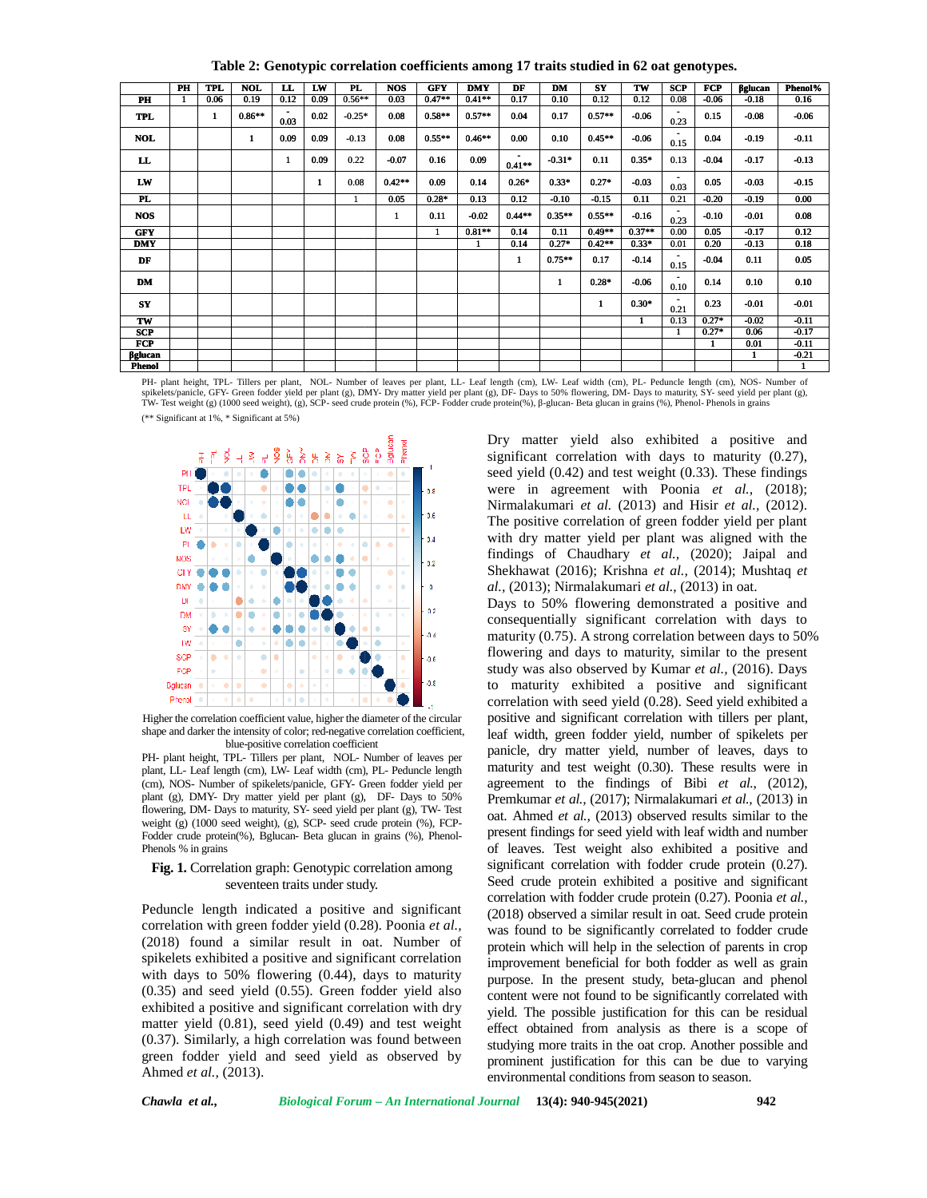**Table 2: Genotypic correlation coefficients among 17 traits studied in 62 oat genotypes.**

| | PH | TPL | NOL | LL | LW | PL | NOS | GFY | DMY | DF | DM | SY | TW | SCP | FCP | βglucan | Phenol% |
|---|---|---|---|---|---|---|---|---|---|---|---|---|---|---|---|---|---|
| PH | 1 | 0.06 | 0.19 | 0.12 | 0.09 | 0.56** | 0.03 | 0.47** | 0.41** | 0.17 | 0.10 | 0.12 | 0.12 | 0.08 | -0.06 | -0.18 | 0.16 |
| TPL | | 1 | 0.86** | -0.03 | 0.02 | -0.25* | 0.08 | 0.58** | 0.57** | 0.04 | 0.17 | 0.57** | -0.06 | -0.23 | 0.15 | -0.08 | -0.06 |
| NOL | | | 1 | 0.09 | 0.09 | -0.13 | 0.08 | 0.55** | 0.46** | 0.00 | 0.10 | 0.45** | -0.06 | -0.15 | 0.04 | -0.19 | -0.11 |
| LL | | | | 1 | 0.09 | 0.22 | -0.07 | 0.16 | 0.09 | -0.41** | -0.31* | 0.11 | 0.35* | 0.13 | -0.04 | -0.17 | -0.13 |
| LW | | | | | 1 | 0.08 | 0.42** | 0.09 | 0.14 | 0.26* | 0.33* | 0.27* | -0.03 | -0.03 | 0.05 | -0.03 | -0.15 |
| PL | | | | | | 1 | 0.05 | 0.28* | 0.13 | 0.12 | -0.10 | -0.15 | 0.11 | 0.21 | -0.20 | -0.19 | 0.00 |
| NOS | | | | | | | 1 | 0.11 | -0.02 | 0.44** | 0.35** | 0.55** | -0.16 | -0.23 | -0.10 | -0.01 | 0.08 |
| GFY | | | | | | | | 1 | 0.81** | 0.14 | 0.11 | 0.49** | 0.37** | 0.00 | 0.05 | -0.17 | 0.12 |
| DMY | | | | | | | | | 1 | 0.14 | 0.27* | 0.42** | 0.33* | 0.01 | 0.20 | -0.13 | 0.18 |
| DF | | | | | | | | | | 1 | 0.75** | 0.17 | -0.14 | -0.15 | -0.04 | 0.11 | 0.05 |
| DM | | | | | | | | | | | 1 | 0.28* | -0.06 | -0.10 | 0.14 | 0.10 | 0.10 |
| SY | | | | | | | | | | | | 1 | 0.30* | -0.21 | 0.23 | -0.01 | -0.01 |
| TW | | | | | | | | | | | | | 1 | 0.13 | 0.27* | -0.02 | -0.11 |
| SCP | | | | | | | | | | | | | | 1 | 0.27* | 0.06 | -0.17 |
| FCP | | | | | | | | | | | | | | | 1 | 0.01 | -0.11 |
| βglucan | | | | | | | | | | | | | | | | 1 | -0.21 |
| Phenol | | | | | | | | | | | | | | | | | 1 |

PH- plant height, TPL- Tillers per plant, NOL- Number of leaves per plant, LL- Leaf length (cm), LW- Leaf width (cm), PL- Peduncle length (cm), NOS- Number of spikelets/panicle, GFY- Green fodder yield per plant (g), DMY- Dry matter yield per plant (g), DF- Days to 50% flowering, DM- Days to maturity, SY- seed yield per plant (g), TW- Test weight (g) (1000 seed weight), (g), SCP- seed crude protein (%), FCP- Fodder crude protein(%), β-glucan- Beta glucan in grains (%), Phenol- Phenols in grains

(** Significant at 1%, * Significant at 5%)

Higher the correlation coefficient value, higher the diameter of the circular shape and darker the intensity of color; red-negative correlation coefficient, blue-positive correlation coefficient

PH- plant height, TPL- Tillers per plant, NOL- Number of leaves per plant, LL- Leaf length (cm), LW- Leaf width (cm), PL- Peduncle length (cm), NOS- Number of spikelets/panicle, GFY- Green fodder yield per plant (g), DMY- Dry matter yield per plant (g), DF- Days to 50% flowering, DM- Days to maturity, SY- seed yield per plant (g), TW- Test weight (g) (1000 seed weight), (g), SCP- seed crude protein (%), FCP- Fodder crude protein(%), Bglucan- Beta glucan in grains (%), Phenol- Phenols % in grains

**Fig. 1.** Correlation graph: Genotypic correlation among seventeen traits under study.

Peduncle length indicated a positive and significant correlation with green fodder yield (0.28). Poonia *et al.,* (2018) found a similar result in oat. Number of spikelets exhibited a positive and significant correlation with days to 50% flowering (0.44), days to maturity (0.35) and seed yield (0.55). Green fodder yield also exhibited a positive and significant correlation with dry matter yield (0.81), seed yield (0.49) and test weight (0.37). Similarly, a high correlation was found between green fodder yield and seed yield as observed by Ahmed *et al.,* (2013).

Dry matter yield also exhibited a positive and significant correlation with days to maturity (0.27), seed yield (0.42) and test weight (0.33). These findings were in agreement with Poonia *et al.,* (2018); Nirmalakumari *et al.* (2013) and Hisir *et al.,* (2012). The positive correlation of green fodder yield per plant with dry matter yield per plant was aligned with the findings of Chaudhary *et al.,* (2020); Jaipal and Shekhawat (2016); Krishna *et al.,* (2014); Mushtaq *et al.,* (2013); Nirmalakumari *et al.,* (2013) in oat.

Days to 50% flowering demonstrated a positive and consequentially significant correlation with days to maturity (0.75). A strong correlation between days to 50% flowering and days to maturity, similar to the present study was also observed by Kumar *et al.,* (2016). Days to maturity exhibited a positive and significant correlation with seed yield (0.28). Seed yield exhibited a positive and significant correlation with tillers per plant, leaf width, green fodder yield, number of spikelets per panicle, dry matter yield, number of leaves, days to maturity and test weight (0.30). These results were in agreement to the findings of Bibi *et al.,* (2012), Premkumar *et al.,* (2017); Nirmalakumari *et al.,* (2013) in oat. Ahmed *et al.,* (2013) observed results similar to the present findings for seed yield with leaf width and number of leaves. Test weight also exhibited a positive and significant correlation with fodder crude protein (0.27). Seed crude protein exhibited a positive and significant correlation with fodder crude protein (0.27). Poonia *et al.,* (2018) observed a similar result in oat. Seed crude protein was found to be significantly correlated to fodder crude protein which will help in the selection of parents in crop improvement beneficial for both fodder as well as grain purpose. In the present study, beta-glucan and phenol content were not found to be significantly correlated with yield. The possible justification for this can be residual effect obtained from analysis as there is a scope of studying more traits in the oat crop. Another possible and prominent justification for this can be due to varying environmental conditions from season to season.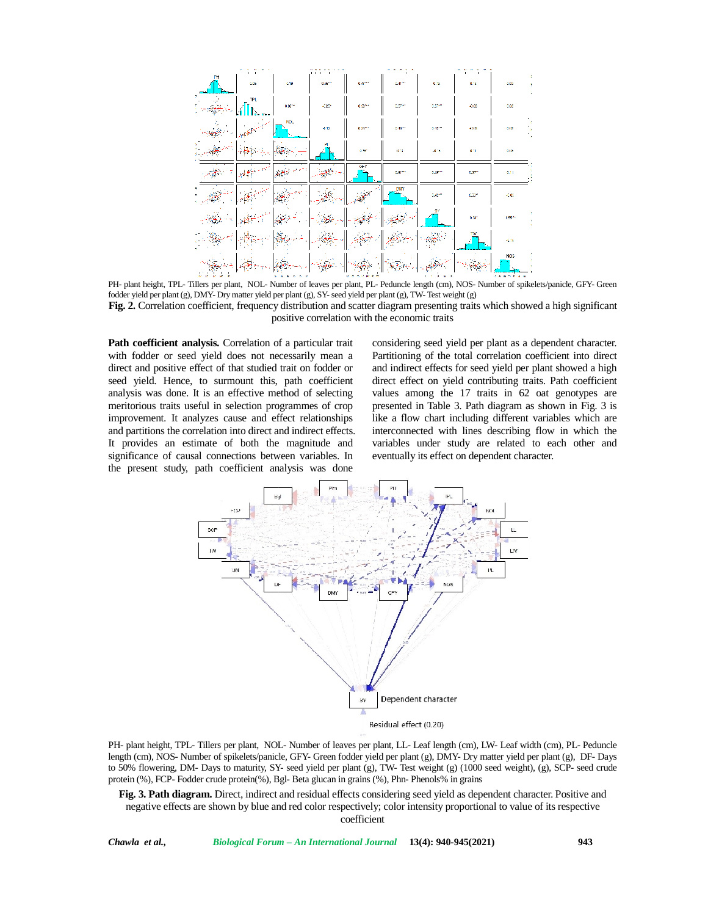PH- plant height, TPL- Tillers per plant, NOL- Number of leaves per plant, PL- Peduncle length (cm), NOS- Number of spikelets/panicle, GFY- Green fodder yield per plant (g), DMY- Dry matter yield per plant (g), SY- seed yield per plant (g), TW- Test weight (g)

**Fig. 2.** Correlation coefficient, frequency distribution and scatter diagram presenting traits which showed a high significant positive correlation with the economic traits

**Path coefficient analysis.** Correlation of a particular trait with fodder or seed yield does not necessarily mean a direct and positive effect of that studied trait on fodder or seed yield. Hence, to surmount this, path coefficient analysis was done. It is an effective method of selecting meritorious traits useful in selection programmes of crop improvement. It analyzes cause and effect relationships and partitions the correlation into direct and indirect effects. It provides an estimate of both the magnitude and significance of causal connections between variables. In the present study, path coefficient analysis was done considering seed yield per plant as a dependent character. Partitioning of the total correlation coefficient into direct and indirect effects for seed yield per plant showed a high direct effect on yield contributing traits. Path coefficient values among the 17 traits in 62 oat genotypes are presented in Table 3. Path diagram as shown in Fig. 3 is like a flow chart including different variables which are interconnected with lines describing flow in which the variables under study are related to each other and eventually its effect on dependent character.

PH- plant height, TPL- Tillers per plant, NOL- Number of leaves per plant, LL- Leaf length (cm), LW- Leaf width (cm), PL- Peduncle length (cm), NOS- Number of spikelets/panicle, GFY- Green fodder yield per plant (g), DMY- Dry matter yield per plant (g), DF- Days to 50% flowering, DM- Days to maturity, SY- seed yield per plant (g), TW- Test weight (g) (1000 seed weight), (g), SCP- seed crude protein (%), FCP- Fodder crude protein(%), Bgl- Beta glucan in grains (%), Phn- Phenols% in grains

**Fig. 3. Path diagram.** Direct, indirect and residual effects considering seed yield as dependent character. Positive and negative effects are shown by blue and red color respectively; color intensity proportional to value of its respective coefficient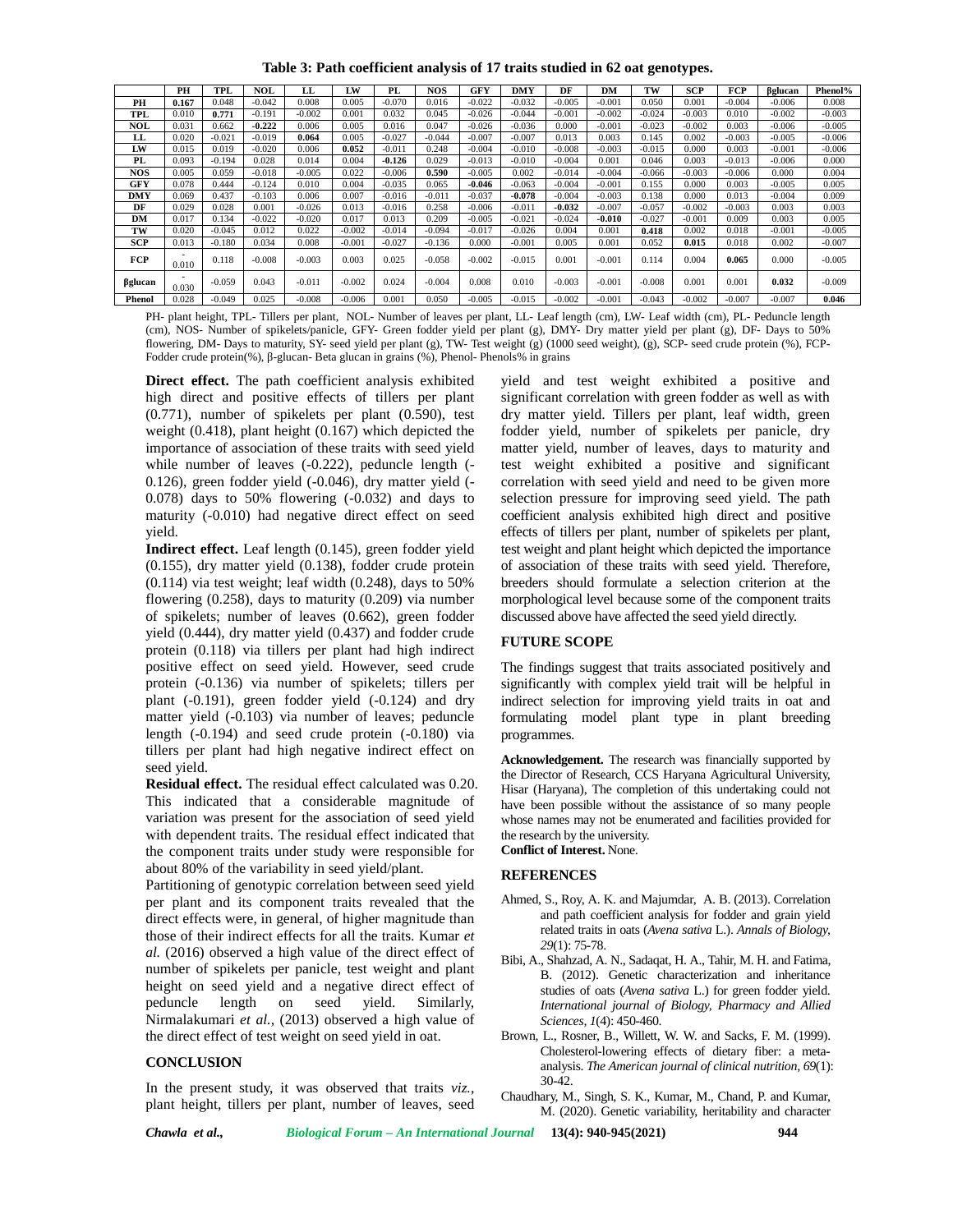**Table 3: Path coefficient analysis of 17 traits studied in 62 oat genotypes.**

| | PH | TPL | NOL | LL | LW | PL | NOS | GFY | DMY | DF | DM | TW | SCP | FCP | βglucan | Phenol% |
|---|---|---|---|---|---|---|---|---|---|---|---|---|---|---|---|---|
| **PH** | **0.167** | 0.048 | -0.042 | 0.008 | 0.005 | -0.070 | 0.016 | -0.022 | -0.032 | -0.005 | -0.001 | 0.050 | 0.001 | -0.004 | -0.006 | 0.008 |
| **TPL** | 0.010 | **0.771** | -0.191 | -0.002 | 0.001 | 0.032 | 0.045 | -0.026 | -0.044 | -0.001 | -0.002 | -0.024 | -0.003 | 0.010 | -0.002 | -0.003 |
| **NOL** | 0.031 | 0.662 | **-0.222** | 0.006 | 0.005 | 0.016 | 0.047 | -0.026 | -0.036 | 0.000 | -0.001 | -0.023 | -0.002 | 0.003 | -0.006 | -0.005 |
| **LL** | 0.020 | -0.021 | -0.019 | **0.064** | 0.005 | -0.027 | -0.044 | -0.007 | -0.007 | 0.013 | 0.003 | 0.145 | 0.002 | -0.003 | -0.005 | -0.006 |
| **LW** | 0.015 | 0.019 | -0.020 | 0.006 | **0.052** | -0.011 | 0.248 | -0.004 | -0.010 | -0.008 | -0.003 | -0.015 | 0.000 | 0.003 | -0.001 | -0.006 |
| **PL** | 0.093 | -0.194 | 0.028 | 0.014 | 0.004 | **-0.126** | 0.029 | -0.013 | -0.010 | -0.004 | 0.001 | 0.046 | 0.003 | -0.013 | -0.006 | 0.000 |
| **NOS** | 0.005 | 0.059 | -0.018 | -0.005 | 0.022 | -0.006 | **0.590** | -0.005 | 0.002 | -0.014 | -0.004 | -0.066 | -0.003 | -0.006 | 0.000 | 0.004 |
| **GFY** | 0.078 | 0.444 | -0.124 | 0.010 | 0.004 | -0.035 | 0.065 | **-0.046** | -0.063 | -0.004 | -0.001 | 0.155 | 0.000 | 0.003 | -0.005 | 0.005 |
| **DMY** | 0.069 | 0.437 | -0.103 | 0.006 | 0.007 | -0.016 | -0.011 | -0.037 | **-0.078** | -0.004 | -0.003 | 0.138 | 0.000 | 0.013 | -0.004 | 0.009 |
| **DF** | 0.029 | 0.028 | 0.001 | -0.026 | 0.013 | -0.016 | 0.258 | -0.006 | -0.011 | **-0.032** | -0.007 | -0.057 | -0.002 | -0.003 | 0.003 | 0.003 |
| **DM** | 0.017 | 0.134 | -0.022 | -0.020 | 0.017 | 0.013 | 0.209 | -0.005 | -0.021 | -0.024 | **-0.010** | -0.027 | -0.001 | 0.009 | 0.003 | 0.005 |
| **TW** | 0.020 | -0.045 | 0.012 | 0.022 | -0.002 | -0.014 | -0.094 | -0.017 | -0.026 | 0.004 | 0.001 | **0.418** | 0.002 | 0.018 | -0.001 | -0.005 |
| **SCP** | 0.013 | -0.180 | 0.034 | 0.008 | -0.001 | -0.027 | -0.136 | 0.000 | -0.001 | 0.005 | 0.001 | 0.052 | **0.015** | 0.018 | 0.002 | -0.007 |
| **FCP** | -0.010 | 0.118 | -0.008 | -0.003 | 0.003 | 0.025 | -0.058 | -0.002 | -0.015 | 0.001 | -0.001 | 0.114 | 0.004 | **0.065** | 0.000 | -0.005 |
| **βglucan** | -0.030 | -0.059 | 0.043 | -0.011 | -0.002 | 0.024 | -0.004 | 0.008 | 0.010 | -0.003 | -0.001 | -0.008 | 0.001 | 0.001 | **0.032** | -0.009 |
| **Phenol** | 0.028 | -0.049 | 0.025 | -0.008 | -0.006 | 0.001 | 0.050 | -0.005 | -0.015 | -0.002 | -0.001 | -0.043 | -0.002 | -0.007 | -0.007 | **0.046** |

PH- plant height, TPL- Tillers per plant, NOL- Number of leaves per plant, LL- Leaf length (cm), LW- Leaf width (cm), PL- Peduncle length (cm), NOS- Number of spikelets per plant, GFY- Green fodder yield per plant (g), DMY- Dry matter yield per plant (g), DF- Days to 50% flowering, DM- Days to maturity, SY- seed yield per plant (g), TW- Test weight (g) (1000 seed weight), (g), SCP- seed crude protein (%), FCP- Fodder crude protein(%), β-glucan- Beta glucan in grains (%), Phenol- Phenols% in grains

**Direct effect.** The path coefficient analysis exhibited high direct and positive effects of tillers per plant (0.771), number of spikelets per plant (0.590), test weight (0.418), plant height (0.167) which depicted the importance of association of these traits with seed yield while number of leaves (-0.222), peduncle length (-0.126), green fodder yield (-0.046), dry matter yield (-0.078) days to 50% flowering (-0.032) and days to maturity (-0.010) had negative direct effect on seed yield.

**Indirect effect.** Leaf length (0.145), green fodder yield (0.155), dry matter yield (0.138), fodder crude protein (0.114) via test weight; leaf width (0.248), days to 50% flowering (0.258), days to maturity (0.209) via number of spikelets; number of leaves (0.662), green fodder yield (0.444), dry matter yield (0.437) and fodder crude protein (0.118) via tillers per plant had high indirect positive effect on seed yield. However, seed crude protein (-0.136) via number of spikelets; tillers per plant (-0.191), green fodder yield (-0.124) and dry matter yield (-0.103) via number of leaves; peduncle length (-0.194) and seed crude protein (-0.180) via tillers per plant had high negative indirect effect on seed yield.

**Residual effect.** The residual effect calculated was 0.20. This indicated that a considerable magnitude of variation was present for the association of seed yield with dependent traits. The residual effect indicated that the component traits under study were responsible for about 80% of the variability in seed yield/plant.

Partitioning of genotypic correlation between seed yield per plant and its component traits revealed that the direct effects were, in general, of higher magnitude than those of their indirect effects for all the traits. Kumar *et al.* (2016) observed a high value of the direct effect of number of spikelets per panicle, test weight and plant height on seed yield and a negative direct effect of peduncle length on seed yield. Similarly, Nirmalakumari *et al.,* (2013) observed a high value of the direct effect of test weight on seed yield in oat.

## CONCLUSION

In the present study, it was observed that traits *viz.,* plant height, tillers per plant, number of leaves, seed yield and test weight exhibited a positive and significant correlation with green fodder as well as with dry matter yield. Tillers per plant, leaf width, green fodder yield, number of spikelets per panicle, dry matter yield, number of leaves, days to maturity and test weight exhibited a positive and significant correlation with seed yield and need to be given more selection pressure for improving seed yield. The path coefficient analysis exhibited high direct and positive effects of tillers per plant, number of spikelets per plant, test weight and plant height which depicted the importance of association of these traits with seed yield. Therefore, breeders should formulate a selection criterion at the morphological level because some of the component traits discussed above have affected the seed yield directly.

## FUTURE SCOPE

The findings suggest that traits associated positively and significantly with complex yield trait will be helpful in indirect selection for improving yield traits in oat and formulating model plant type in plant breeding programmes.

**Acknowledgement.** The research was financially supported by the Director of Research, CCS Haryana Agricultural University, Hisar (Haryana), The completion of this undertaking could not have been possible without the assistance of so many people whose names may not be enumerated and facilities provided for the research by the university.

**Conflict of Interest.** None.

## REFERENCES

Ahmed, S., Roy, A. K. and Majumdar, A. B. (2013). Correlation and path coefficient analysis for fodder and grain yield related traits in oats (*Avena sativa* L.). *Annals of Biology, 29*(1): 75-78.

Bibi, A., Shahzad, A. N., Sadaqat, H. A., Tahir, M. H. and Fatima, B. (2012). Genetic characterization and inheritance studies of oats (*Avena sativa* L.) for green fodder yield. *International journal of Biology, Pharmacy and Allied Sciences, 1*(4): 450-460.

Brown, L., Rosner, B., Willett, W. W. and Sacks, F. M. (1999). Cholesterol-lowering effects of dietary fiber: a meta-analysis. *The American journal of clinical nutrition, 69*(1): 30-42.

Chaudhary, M., Singh, S. K., Kumar, M., Chand, P. and Kumar, M. (2020). Genetic variability, heritability and character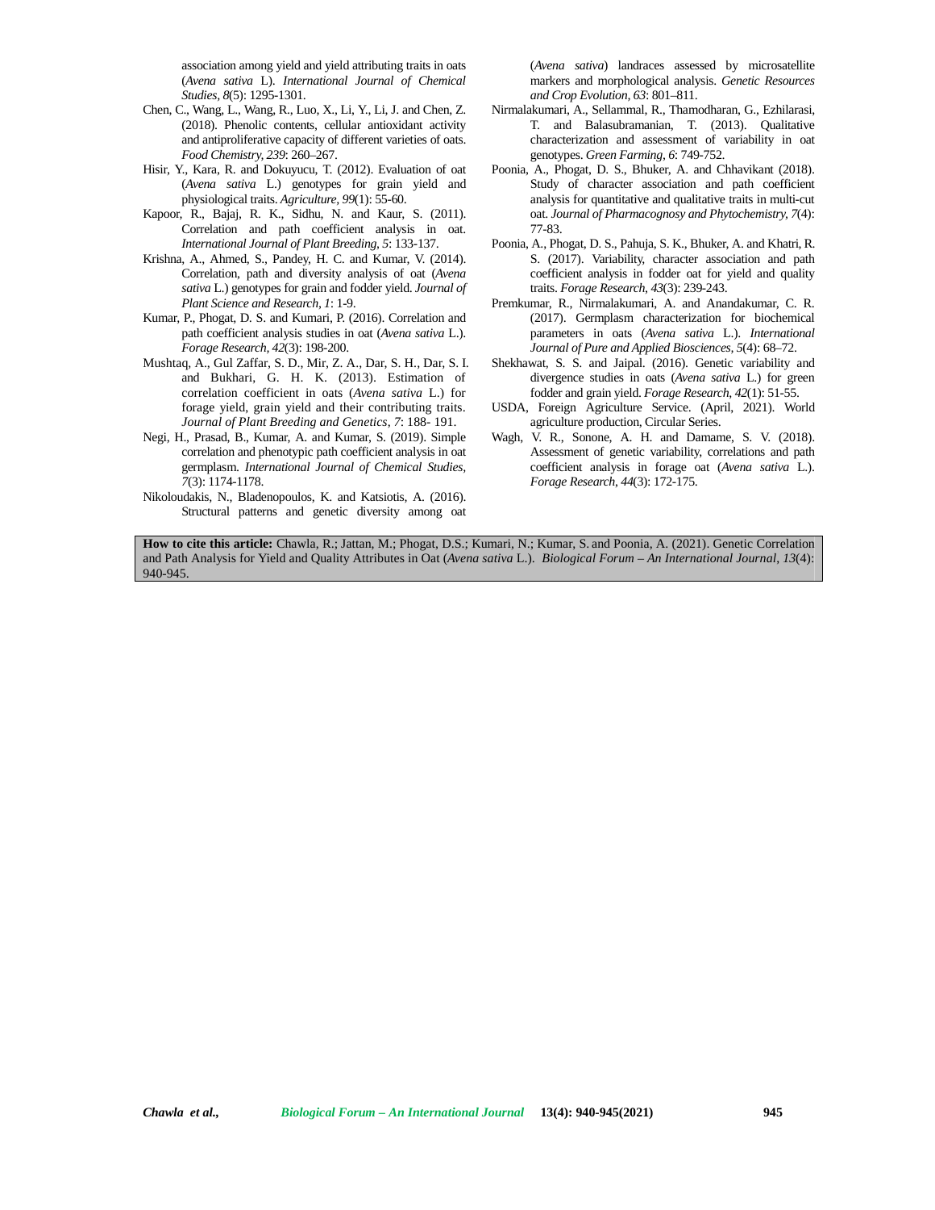association among yield and yield attributing traits in oats (*Avena sativa* L). *International Journal of Chemical Studies*, *8*(5): 1295-1301.

Chen, C., Wang, L., Wang, R., Luo, X., Li, Y., Li, J. and Chen, Z. (2018). Phenolic contents, cellular antioxidant activity and antiproliferative capacity of different varieties of oats. *Food Chemistry, 239*: 260–267.

Hisir, Y., Kara, R. and Dokuyucu, T. (2012). Evaluation of oat (*Avena sativa* L.) genotypes for grain yield and physiological traits. *Agriculture, 99*(1): 55-60.

Kapoor, R., Bajaj, R. K., Sidhu, N. and Kaur, S. (2011). Correlation and path coefficient analysis in oat. *International Journal of Plant Breeding, 5*: 133-137.

Krishna, A., Ahmed, S., Pandey, H. C. and Kumar, V. (2014). Correlation, path and diversity analysis of oat (*Avena sativa* L.) genotypes for grain and fodder yield. *Journal of Plant Science and Research, 1*: 1-9.

Kumar, P., Phogat, D. S. and Kumari, P. (2016). Correlation and path coefficient analysis studies in oat (*Avena sativa* L.). *Forage Research, 42*(3): 198-200.

Mushtaq, A., Gul Zaffar, S. D., Mir, Z. A., Dar, S. H., Dar, S. I. and Bukhari, G. H. K. (2013). Estimation of correlation coefficient in oats (*Avena sativa* L.) for forage yield, grain yield and their contributing traits. *Journal of Plant Breeding and Genetics, 7*: 188- 191.

Negi, H., Prasad, B., Kumar, A. and Kumar, S. (2019). Simple correlation and phenotypic path coefficient analysis in oat germplasm. *International Journal of Chemical Studies, 7*(3): 1174-1178.

Nikoloudakis, N., Bladenopoulos, K. and Katsiotis, A. (2016). Structural patterns and genetic diversity among oat (*Avena sativa*) landraces assessed by microsatellite markers and morphological analysis. *Genetic Resources and Crop Evolution, 63*: 801–811.

Nirmalakumari, A., Sellammal, R., Thamodharan, G., Ezhilarasi, T. and Balasubramanian, T. (2013). Qualitative characterization and assessment of variability in oat genotypes. *Green Farming, 6*: 749-752.

Poonia, A., Phogat, D. S., Bhuker, A. and Chhavikant (2018). Study of character association and path coefficient analysis for quantitative and qualitative traits in multi-cut oat. *Journal of Pharmacognosy and Phytochemistry, 7*(4): 77-83.

Poonia, A., Phogat, D. S., Pahuja, S. K., Bhuker, A. and Khatri, R. S. (2017). Variability, character association and path coefficient analysis in fodder oat for yield and quality traits. *Forage Research, 43*(3): 239-243.

Premkumar, R., Nirmalakumari, A. and Anandakumar, C. R. (2017). Germplasm characterization for biochemical parameters in oats (*Avena sativa* L.). *International Journal of Pure and Applied Biosciences, 5*(4): 68–72.

Shekhawat, S. S. and Jaipal. (2016). Genetic variability and divergence studies in oats (*Avena sativa* L.) for green fodder and grain yield. *Forage Research, 42*(1): 51-55.

USDA, Foreign Agriculture Service. (April, 2021). World agriculture production, Circular Series.

Wagh, V. R., Sonone, A. H. and Damame, S. V. (2018). Assessment of genetic variability, correlations and path coefficient analysis in forage oat (*Avena sativa* L.). *Forage Research, 44*(3): 172-175.

**How to cite this article:** Chawla, R.; Jattan, M.; Phogat, D.S.; Kumari, N.; Kumar, S. and Poonia, A. (2021). Genetic Correlation and Path Analysis for Yield and Quality Attributes in Oat (*Avena sativa* L.). *Biological Forum – An International Journal, 13*(4): 940-945.